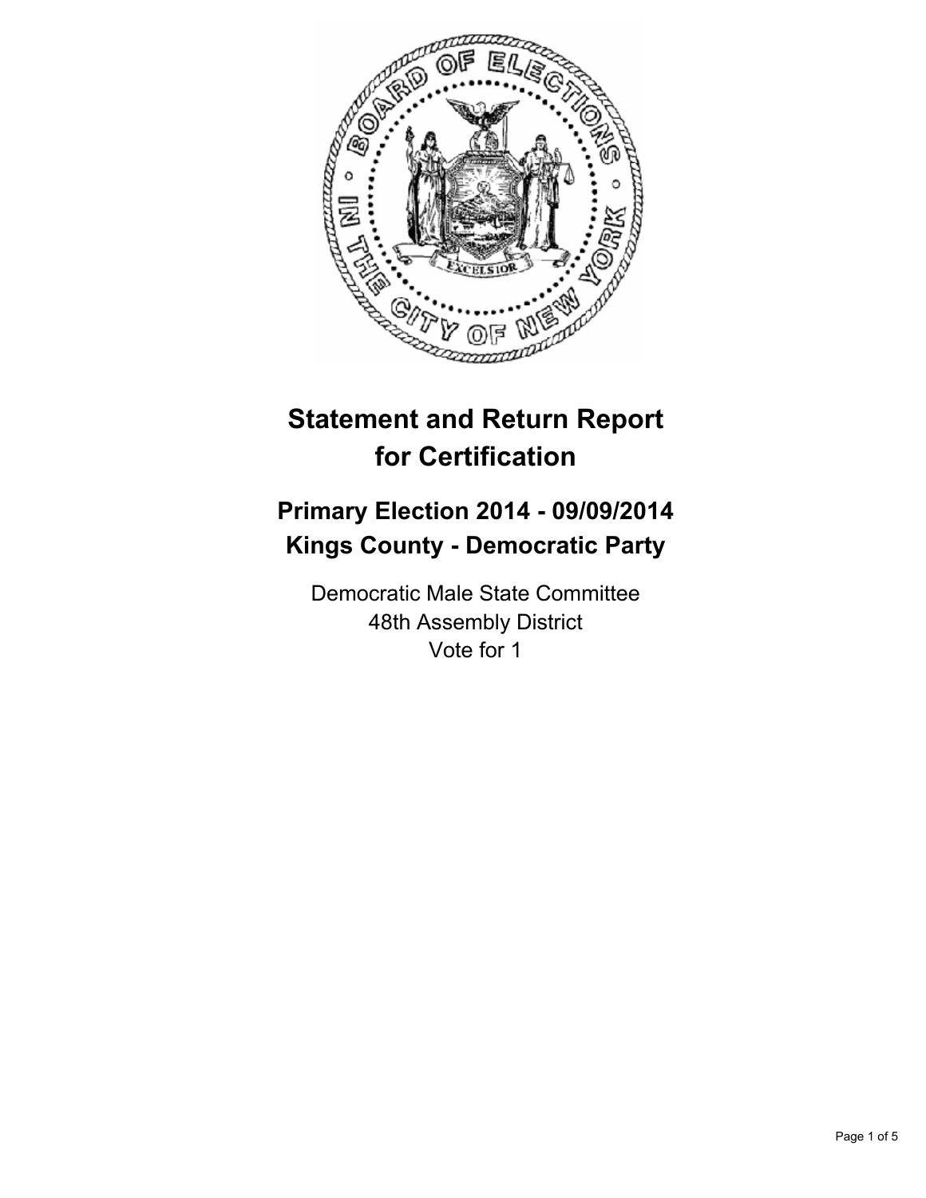# Statement and Return Report for Certification

## Primary Election 2014 - 09/09/2014
## Kings County - Democratic Party

Democratic Male State Committee
48th Assembly District
Vote for 1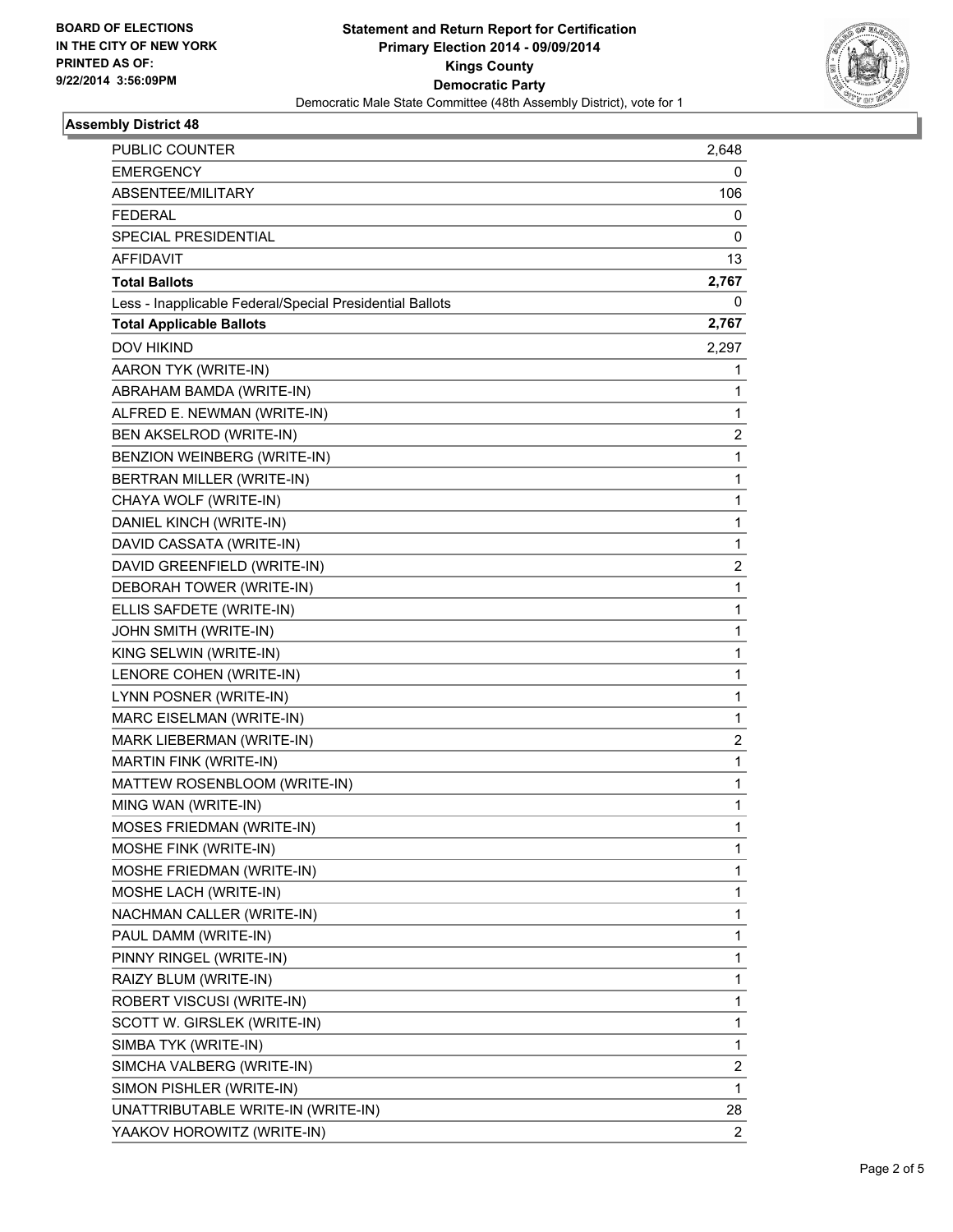BOARD OF ELECTIONS
IN THE CITY OF NEW YORK
PRINTED AS OF:
9/22/2014 3:56:09PM

**Statement and Return Report for Certification**
**Primary Election 2014 - 09/09/2014**
**Kings County**
**Democratic Party**
Democratic Male State Committee (48th Assembly District), vote for 1

### Assembly District 48

| | |
|---|---|
| PUBLIC COUNTER | 2,648 |
| EMERGENCY | 0 |
| ABSENTEE/MILITARY | 106 |
| FEDERAL | 0 |
| SPECIAL PRESIDENTIAL | 0 |
| AFFIDAVIT | 13 |
| **Total Ballots** | **2,767** |
| Less - Inapplicable Federal/Special Presidential Ballots | 0 |
| **Total Applicable Ballots** | **2,767** |
| DOV HIKIND | 2,297 |
| AARON TYK (WRITE-IN) | 1 |
| ABRAHAM BAMDA (WRITE-IN) | 1 |
| ALFRED E. NEWMAN (WRITE-IN) | 1 |
| BEN AKSELROD (WRITE-IN) | 2 |
| BENZION WEINBERG (WRITE-IN) | 1 |
| BERTRAN MILLER (WRITE-IN) | 1 |
| CHAYA WOLF (WRITE-IN) | 1 |
| DANIEL KINCH (WRITE-IN) | 1 |
| DAVID CASSATA (WRITE-IN) | 1 |
| DAVID GREENFIELD (WRITE-IN) | 2 |
| DEBORAH TOWER (WRITE-IN) | 1 |
| ELLIS SAFDETE (WRITE-IN) | 1 |
| JOHN SMITH (WRITE-IN) | 1 |
| KING SELWIN (WRITE-IN) | 1 |
| LENORE COHEN (WRITE-IN) | 1 |
| LYNN POSNER (WRITE-IN) | 1 |
| MARC EISELMAN (WRITE-IN) | 1 |
| MARK LIEBERMAN (WRITE-IN) | 2 |
| MARTIN FINK (WRITE-IN) | 1 |
| MATTEW ROSENBLOOM (WRITE-IN) | 1 |
| MING WAN (WRITE-IN) | 1 |
| MOSES FRIEDMAN (WRITE-IN) | 1 |
| MOSHE FINK (WRITE-IN) | 1 |
| MOSHE FRIEDMAN (WRITE-IN) | 1 |
| MOSHE LACH (WRITE-IN) | 1 |
| NACHMAN CALLER (WRITE-IN) | 1 |
| PAUL DAMM (WRITE-IN) | 1 |
| PINNY RINGEL (WRITE-IN) | 1 |
| RAIZY BLUM (WRITE-IN) | 1 |
| ROBERT VISCUSI (WRITE-IN) | 1 |
| SCOTT W. GIRSLEK (WRITE-IN) | 1 |
| SIMBA TYK (WRITE-IN) | 1 |
| SIMCHA VALBERG (WRITE-IN) | 2 |
| SIMON PISHLER (WRITE-IN) | 1 |
| UNATTRIBUTABLE WRITE-IN (WRITE-IN) | 28 |
| YAAKOV HOROWITZ (WRITE-IN) | 2 |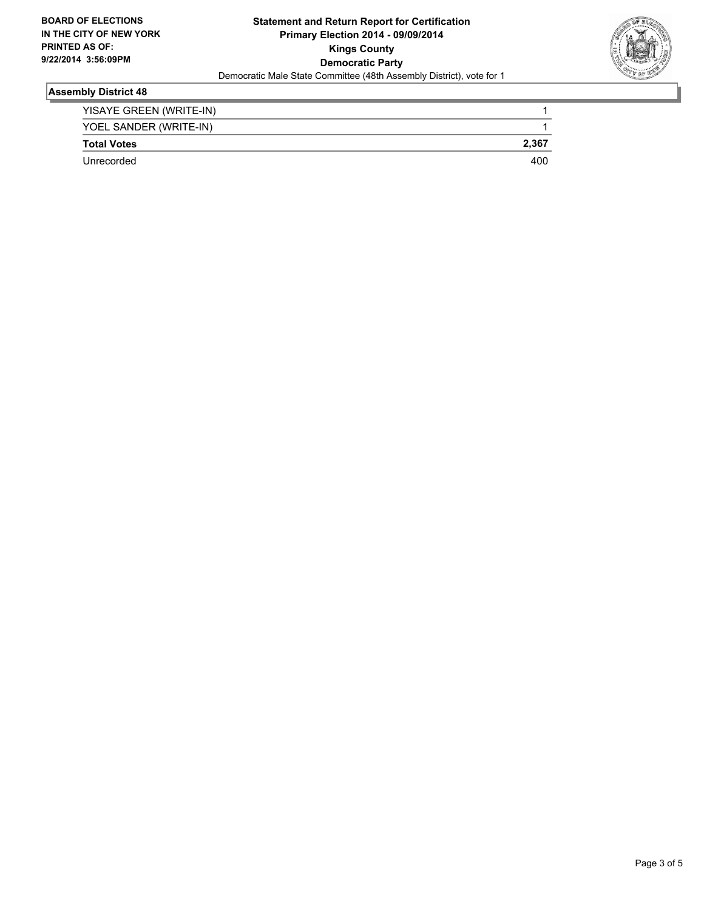**BOARD OF ELECTIONS IN THE CITY OF NEW YORK PRINTED AS OF: 9/22/2014 3:56:09PM**

**Statement and Return Report for Certification**
**Primary Election 2014 - 09/09/2014**
**Kings County**
**Democratic Party**
Democratic Male State Committee (48th Assembly District), vote for 1

## Assembly District 48

| | |
|---|---|
| YISAYE GREEN (WRITE-IN) | 1 |
| YOEL SANDER (WRITE-IN) | 1 |
| **Total Votes** | **2,367** |
| Unrecorded | 400 |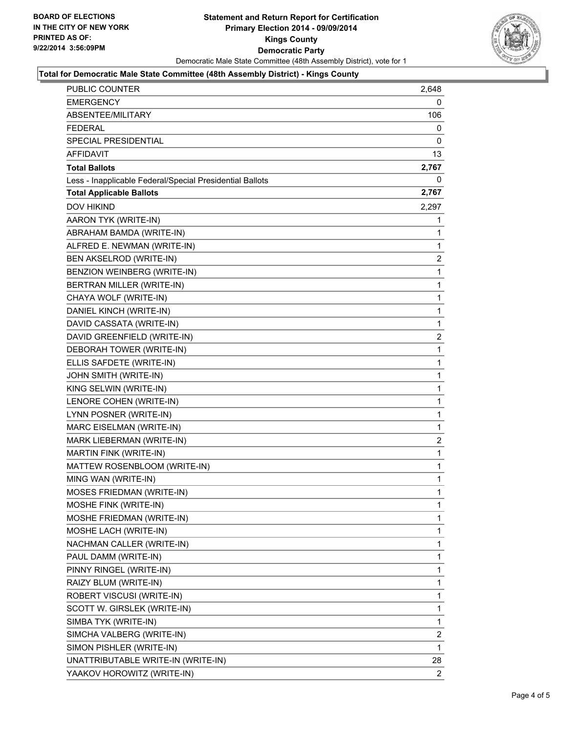**BOARD OF ELECTIONS IN THE CITY OF NEW YORK PRINTED AS OF: 9/22/2014 3:56:09PM**

# Statement and Return Report for Certification
## Primary Election 2014 - 09/09/2014
## Kings County
## Democratic Party
Democratic Male State Committee (48th Assembly District), vote for 1

### Total for Democratic Male State Committee (48th Assembly District) - Kings County

| | |
|---|---|
| PUBLIC COUNTER | 2,648 |
| EMERGENCY | 0 |
| ABSENTEE/MILITARY | 106 |
| FEDERAL | 0 |
| SPECIAL PRESIDENTIAL | 0 |
| AFFIDAVIT | 13 |
| **Total Ballots** | **2,767** |
| Less - Inapplicable Federal/Special Presidential Ballots | 0 |
| **Total Applicable Ballots** | **2,767** |
| DOV HIKIND | 2,297 |
| AARON TYK (WRITE-IN) | 1 |
| ABRAHAM BAMDA (WRITE-IN) | 1 |
| ALFRED E. NEWMAN (WRITE-IN) | 1 |
| BEN AKSELROD (WRITE-IN) | 2 |
| BENZION WEINBERG (WRITE-IN) | 1 |
| BERTRAN MILLER (WRITE-IN) | 1 |
| CHAYA WOLF (WRITE-IN) | 1 |
| DANIEL KINCH (WRITE-IN) | 1 |
| DAVID CASSATA (WRITE-IN) | 1 |
| DAVID GREENFIELD (WRITE-IN) | 2 |
| DEBORAH TOWER (WRITE-IN) | 1 |
| ELLIS SAFDETE (WRITE-IN) | 1 |
| JOHN SMITH (WRITE-IN) | 1 |
| KING SELWIN (WRITE-IN) | 1 |
| LENORE COHEN (WRITE-IN) | 1 |
| LYNN POSNER (WRITE-IN) | 1 |
| MARC EISELMAN (WRITE-IN) | 1 |
| MARK LIEBERMAN (WRITE-IN) | 2 |
| MARTIN FINK (WRITE-IN) | 1 |
| MATTEW ROSENBLOOM (WRITE-IN) | 1 |
| MING WAN (WRITE-IN) | 1 |
| MOSES FRIEDMAN (WRITE-IN) | 1 |
| MOSHE FINK (WRITE-IN) | 1 |
| MOSHE FRIEDMAN (WRITE-IN) | 1 |
| MOSHE LACH (WRITE-IN) | 1 |
| NACHMAN CALLER (WRITE-IN) | 1 |
| PAUL DAMM (WRITE-IN) | 1 |
| PINNY RINGEL (WRITE-IN) | 1 |
| RAIZY BLUM (WRITE-IN) | 1 |
| ROBERT VISCUSI (WRITE-IN) | 1 |
| SCOTT W. GIRSLEK (WRITE-IN) | 1 |
| SIMBA TYK (WRITE-IN) | 1 |
| SIMCHA VALBERG (WRITE-IN) | 2 |
| SIMON PISHLER (WRITE-IN) | 1 |
| UNATTRIBUTABLE WRITE-IN (WRITE-IN) | 28 |
| YAAKOV HOROWITZ (WRITE-IN) | 2 |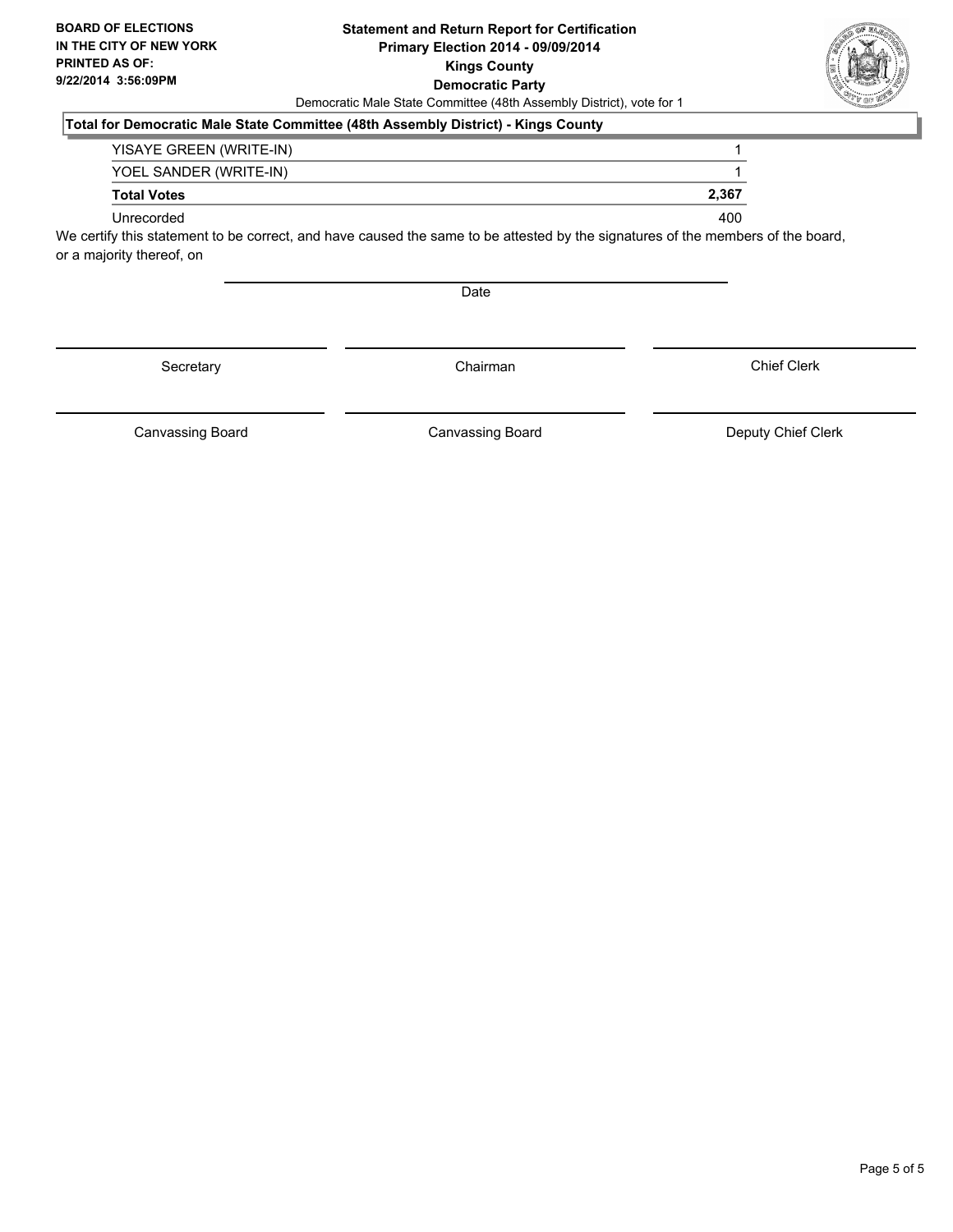**BOARD OF ELECTIONS IN THE CITY OF NEW YORK PRINTED AS OF: 9/22/2014 3:56:09PM**

**Statement and Return Report for Certification**
**Primary Election 2014 - 09/09/2014**
**Kings County**
**Democratic Party**
Democratic Male State Committee (48th Assembly District), vote for 1

### Total for Democratic Male State Committee (48th Assembly District) - Kings County

| | |
|---|---|
| YISAYE GREEN (WRITE-IN) | 1 |
| YOEL SANDER (WRITE-IN) | 1 |
| **Total Votes** | **2,367** |
| Unrecorded | 400 |

We certify this statement to be correct, and have caused the same to be attested by the signatures of the members of the board, or a majority thereof, on

Date

Secretary | Chairman | Chief Clerk

Canvassing Board | Canvassing Board | Deputy Chief Clerk